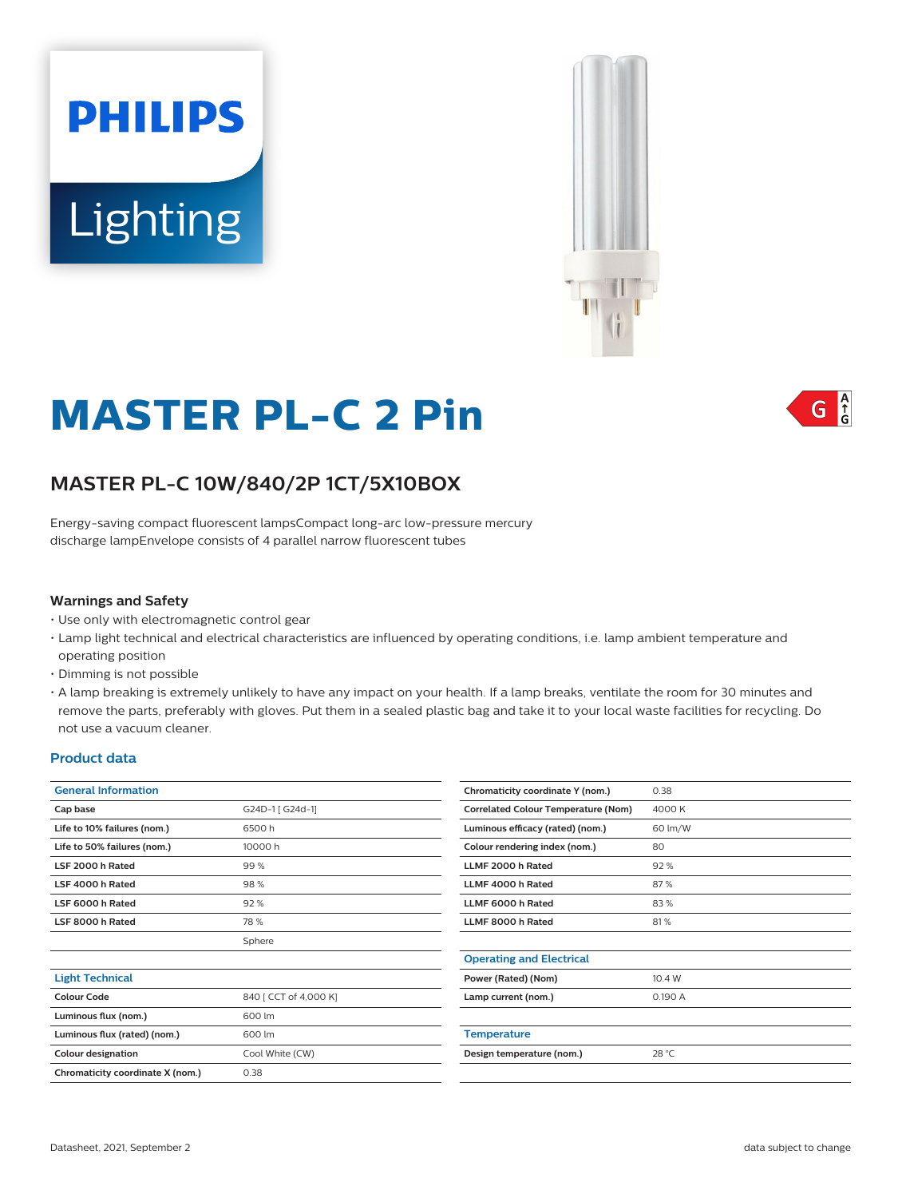# MASTER PL-C 2 Pin

## MASTER PL-C 10W/840/2P 1CT/5X10BOX

Energy-saving compact fluorescent lampsCompact long-arc low-pressure mercury discharge lampEnvelope consists of 4 parallel narrow fluorescent tubes

### Warnings and Safety

- Use only with electromagnetic control gear
- Lamp light technical and electrical characteristics are influenced by operating conditions, i.e. lamp ambient temperature and operating position
- Dimming is not possible
- A lamp breaking is extremely unlikely to have any impact on your health. If a lamp breaks, ventilate the room for 30 minutes and remove the parts, preferably with gloves. Put them in a sealed plastic bag and take it to your local waste facilities for recycling. Do not use a vacuum cleaner.

### Product data

| General Information | |
|---|---|
| Cap base | G24D-1 [ G24d-1] |
| Life to 10% failures (nom.) | 6500 h |
| Life to 50% failures (nom.) | 10000 h |
| LSF 2000 h Rated | 99 % |
| LSF 4000 h Rated | 98 % |
| LSF 6000 h Rated | 92 % |
| LSF 8000 h Rated | 78 % |
| | Sphere |

| Light Technical | |
|---|---|
| Colour Code | 840 [ CCT of 4,000 K] |
| Luminous flux (nom.) | 600 lm |
| Luminous flux (rated) (nom.) | 600 lm |
| Colour designation | Cool White (CW) |
| Chromaticity coordinate X (nom.) | 0.38 |
| Chromaticity coordinate Y (nom.) | 0.38 |
| Correlated Colour Temperature (Nom) | 4000 K |
| Luminous efficacy (rated) (nom.) | 60 lm/W |
| Colour rendering index (nom.) | 80 |
| LLMF 2000 h Rated | 92 % |
| LLMF 4000 h Rated | 87 % |
| LLMF 6000 h Rated | 83 % |
| LLMF 8000 h Rated | 81 % |

| Operating and Electrical | |
|---|---|
| Power (Rated) (Nom) | 10.4 W |
| Lamp current (nom.) | 0.190 A |

| Temperature | |
|---|---|
| Design temperature (nom.) | 28 °C |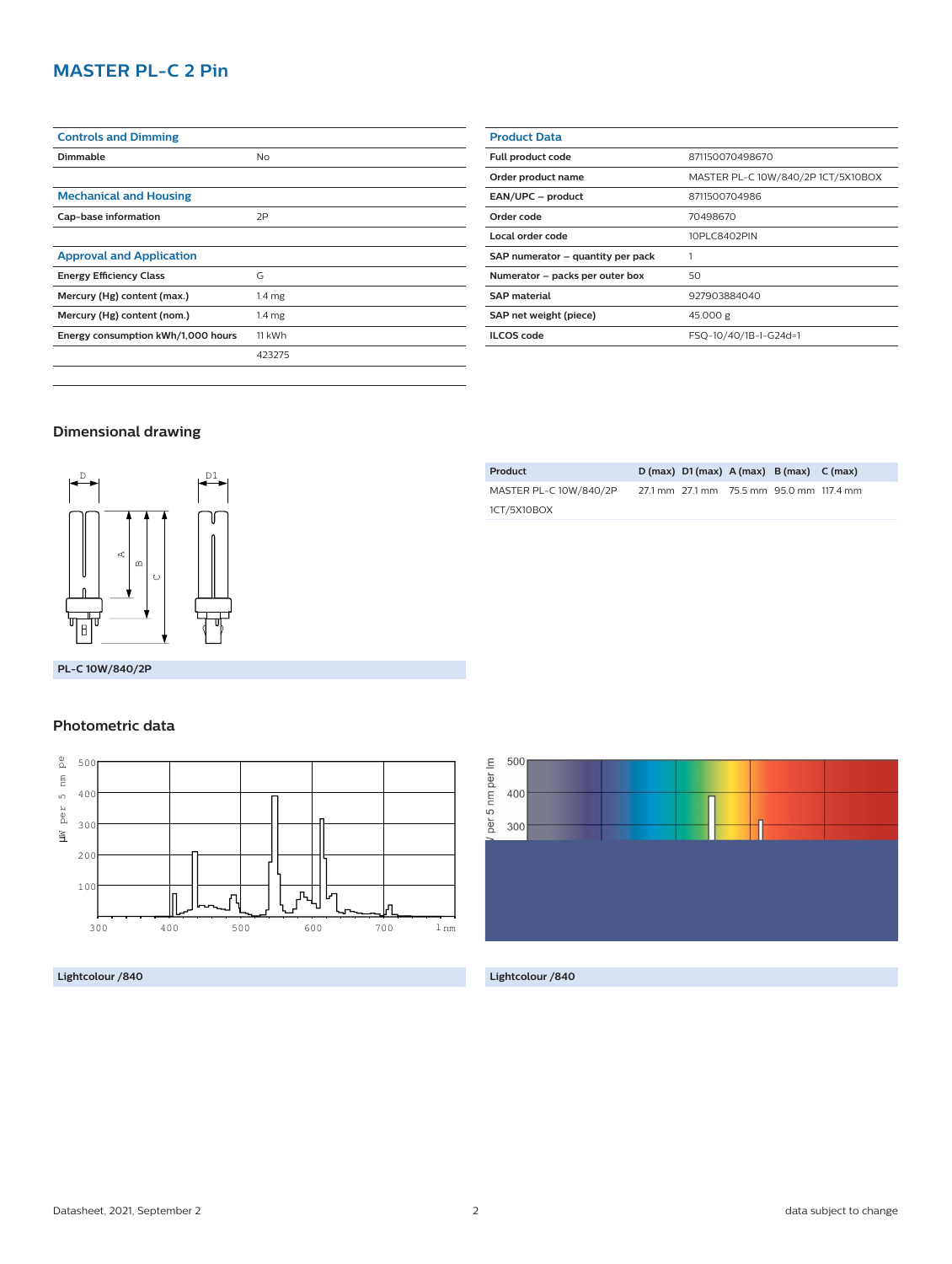# MASTER PL-C 2 Pin

| Controls and Dimming | |
|---|---|
| Dimmable | No |

| Mechanical and Housing | |
|---|---|
| Cap-base information | 2P |

| Approval and Application | |
|---|---|
| Energy Efficiency Class | G |
| Mercury (Hg) content (max.) | 1.4 mg |
| Mercury (Hg) content (nom.) | 1.4 mg |
| Energy consumption kWh/1,000 hours | 11 kWh |
| | 423275 |

| Product Data | |
|---|---|
| Full product code | 871150070498670 |
| Order product name | MASTER PL-C 10W/840/2P 1CT/5X10BOX |
| EAN/UPC – product | 8711500704986 |
| Order code | 70498670 |
| Local order code | 10PLC8402PIN |
| SAP numerator – quantity per pack | 1 |
| Numerator – packs per outer box | 50 |
| SAP material | 927903884040 |
| SAP net weight (piece) | 45.000 g |
| ILCOS code | FSQ-10/40/1B-I-G24d=1 |

## Dimensional drawing

| Product | D (max) | D1 (max) | A (max) | B (max) | C (max) |
|---|---|---|---|---|---|
| MASTER PL-C 10W/840/2P 1CT/5X10BOX | 27.1 mm | 27.1 mm | 75.5 mm | 95.0 mm | 117.4 mm |

PL-C 10W/840/2P

## Photometric data

Lightcolour /840

Lightcolour /840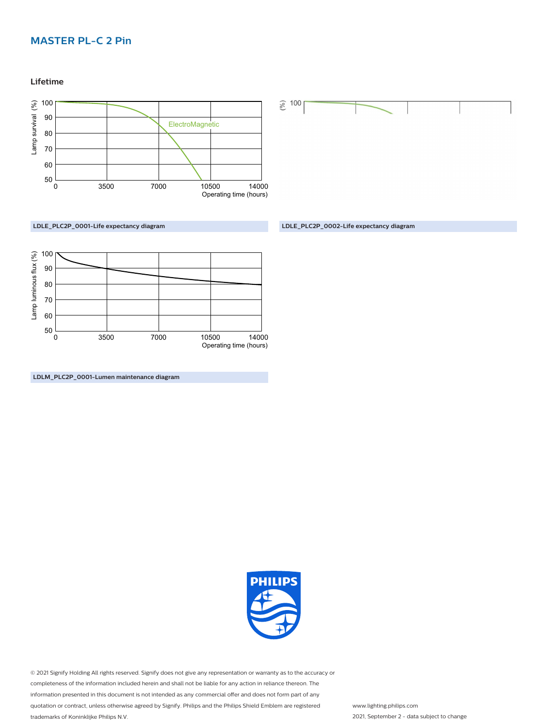# MASTER PL-C 2 Pin

## Lifetime

Lamp survival (%)
100
90
80
70
60
50
0
3500
7000
10500
14000
Operating time (hours)
ElectroMagnetic

**LDLE_PLC2P_0001-Life expectancy diagram**

(%)
100

**LDLE_PLC2P_0002-Life expectancy diagram**

Lamp luminous flux (%)
100
90
80
70
60
50
0
3500
7000
10500
14000
Operating time (hours)

**LDLM_PLC2P_0001-Lumen maintenance diagram**

© 2021 Signify Holding All rights reserved. Signify does not give any representation or warranty as to the accuracy or completeness of the information included herein and shall not be liable for any action in reliance thereon. The information presented in this document is not intended as any commercial offer and does not form part of any quotation or contract, unless otherwise agreed by Signify. Philips and the Philips Shield Emblem are registered trademarks of Koninklijke Philips N.V.

www.lighting.philips.com

2021, September 2 - data subject to change